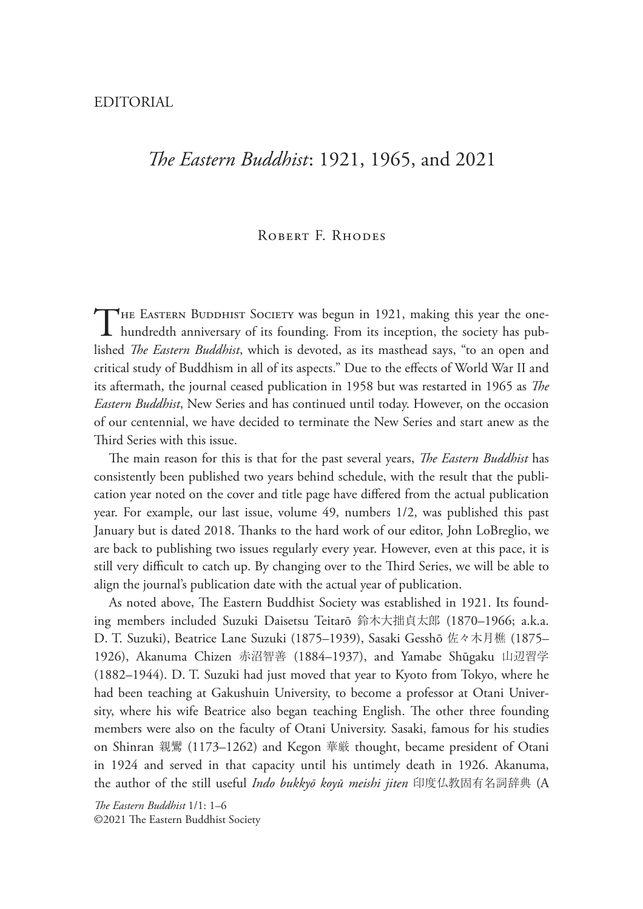EDITORIAL

# *The Eastern Buddhist*: 1921, 1965, and 2021

Robert F. Rhodes

The Eastern Buddhist Society was begun in 1921, making this year the one-hundredth anniversary of its founding. From its inception, the society has published *The Eastern Buddhist*, which is devoted, as its masthead says, "to an open and critical study of Buddhism in all of its aspects." Due to the effects of World War II and its aftermath, the journal ceased publication in 1958 but was restarted in 1965 as *The Eastern Buddhist*, New Series and has continued until today. However, on the occasion of our centennial, we have decided to terminate the New Series and start anew as the Third Series with this issue.

The main reason for this is that for the past several years, *The Eastern Buddhist* has consistently been published two years behind schedule, with the result that the publication year noted on the cover and title page have differed from the actual publication year. For example, our last issue, volume 49, numbers 1/2, was published this past January but is dated 2018. Thanks to the hard work of our editor, John LoBreglio, we are back to publishing two issues regularly every year. However, even at this pace, it is still very difficult to catch up. By changing over to the Third Series, we will be able to align the journal's publication date with the actual year of publication.

As noted above, The Eastern Buddhist Society was established in 1921. Its founding members included Suzuki Daisetsu Teitarō 鈴木大拙貞太郎 (1870–1966; a.k.a. D. T. Suzuki), Beatrice Lane Suzuki (1875–1939), Sasaki Gesshō 佐々木月樵 (1875–1926), Akanuma Chizen 赤沼智善 (1884–1937), and Yamabe Shūgaku 山辺習学 (1882–1944). D. T. Suzuki had just moved that year to Kyoto from Tokyo, where he had been teaching at Gakushuin University, to become a professor at Otani University, where his wife Beatrice also began teaching English. The other three founding members were also on the faculty of Otani University. Sasaki, famous for his studies on Shinran 親鸞 (1173–1262) and Kegon 華厳 thought, became president of Otani in 1924 and served in that capacity until his untimely death in 1926. Akanuma, the author of the still useful *Indo bukkyō koyū meishi jiten* 印度仏教固有名詞辞典 (A

*The Eastern Buddhist* 1/1: 1–6
©2021 The Eastern Buddhist Society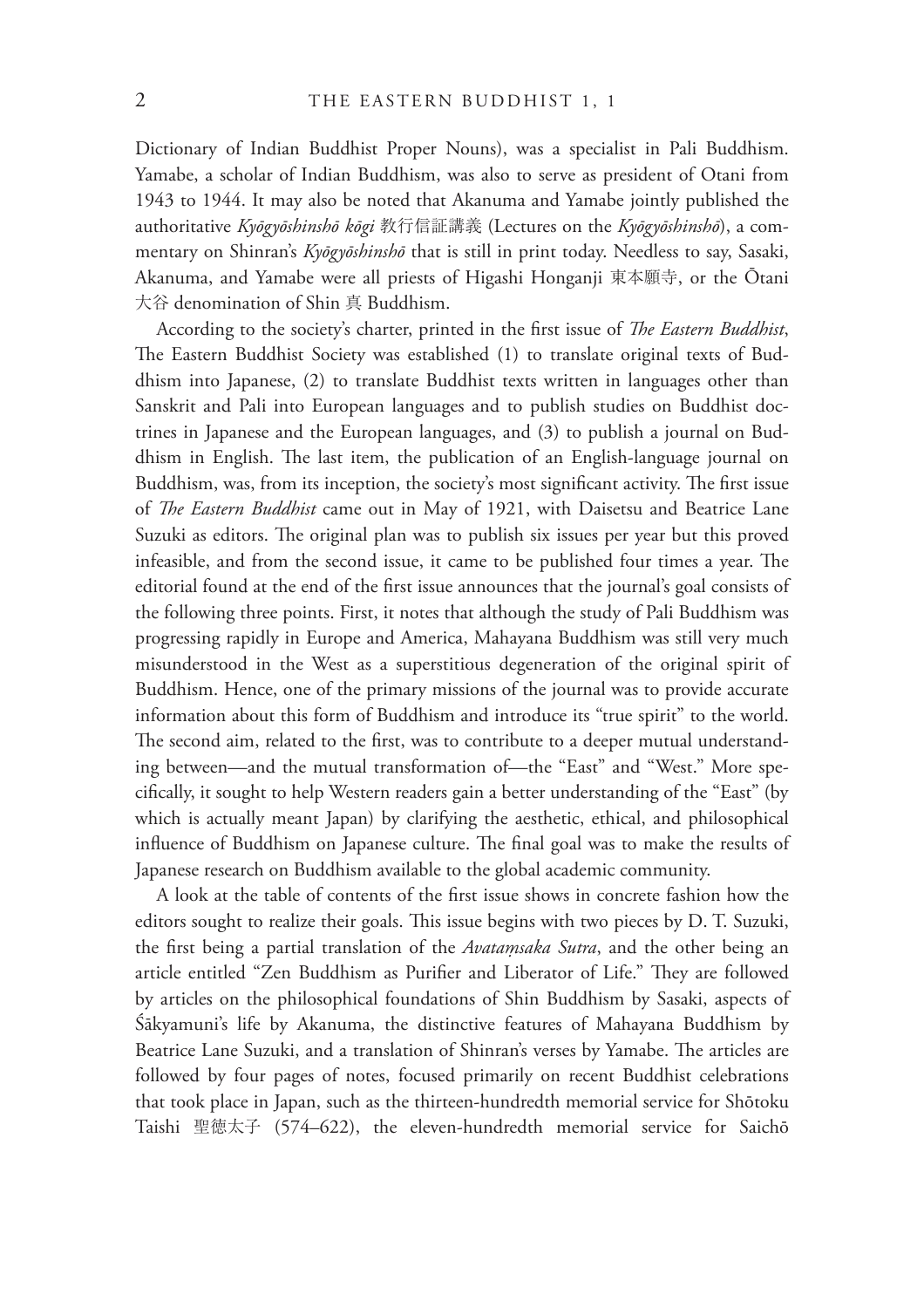Dictionary of Indian Buddhist Proper Nouns), was a specialist in Pali Buddhism. Yamabe, a scholar of Indian Buddhism, was also to serve as president of Otani from 1943 to 1944. It may also be noted that Akanuma and Yamabe jointly published the authoritative *Kyōgyōshinshō kōgi* 教行信証講義 (Lectures on the *Kyōgyōshinshō*), a commentary on Shinran's *Kyōgyōshinshō* that is still in print today. Needless to say, Sasaki, Akanuma, and Yamabe were all priests of Higashi Honganji 東本願寺, or the Ōtani 大谷 denomination of Shin 真 Buddhism.

According to the society's charter, printed in the first issue of *The Eastern Buddhist*, The Eastern Buddhist Society was established (1) to translate original texts of Buddhism into Japanese, (2) to translate Buddhist texts written in languages other than Sanskrit and Pali into European languages and to publish studies on Buddhist doctrines in Japanese and the European languages, and (3) to publish a journal on Buddhism in English. The last item, the publication of an English-language journal on Buddhism, was, from its inception, the society's most significant activity. The first issue of *The Eastern Buddhist* came out in May of 1921, with Daisetsu and Beatrice Lane Suzuki as editors. The original plan was to publish six issues per year but this proved infeasible, and from the second issue, it came to be published four times a year. The editorial found at the end of the first issue announces that the journal's goal consists of the following three points. First, it notes that although the study of Pali Buddhism was progressing rapidly in Europe and America, Mahayana Buddhism was still very much misunderstood in the West as a superstitious degeneration of the original spirit of Buddhism. Hence, one of the primary missions of the journal was to provide accurate information about this form of Buddhism and introduce its "true spirit" to the world. The second aim, related to the first, was to contribute to a deeper mutual understanding between—and the mutual transformation of—the "East" and "West." More specifically, it sought to help Western readers gain a better understanding of the "East" (by which is actually meant Japan) by clarifying the aesthetic, ethical, and philosophical influence of Buddhism on Japanese culture. The final goal was to make the results of Japanese research on Buddhism available to the global academic community.

A look at the table of contents of the first issue shows in concrete fashion how the editors sought to realize their goals. This issue begins with two pieces by D. T. Suzuki, the first being a partial translation of the *Avataṃsaka Sutra*, and the other being an article entitled "Zen Buddhism as Purifier and Liberator of Life." They are followed by articles on the philosophical foundations of Shin Buddhism by Sasaki, aspects of Śākyamuni's life by Akanuma, the distinctive features of Mahayana Buddhism by Beatrice Lane Suzuki, and a translation of Shinran's verses by Yamabe. The articles are followed by four pages of notes, focused primarily on recent Buddhist celebrations that took place in Japan, such as the thirteen-hundredth memorial service for Shōtoku Taishi 聖徳太子 (574–622), the eleven-hundredth memorial service for Saichō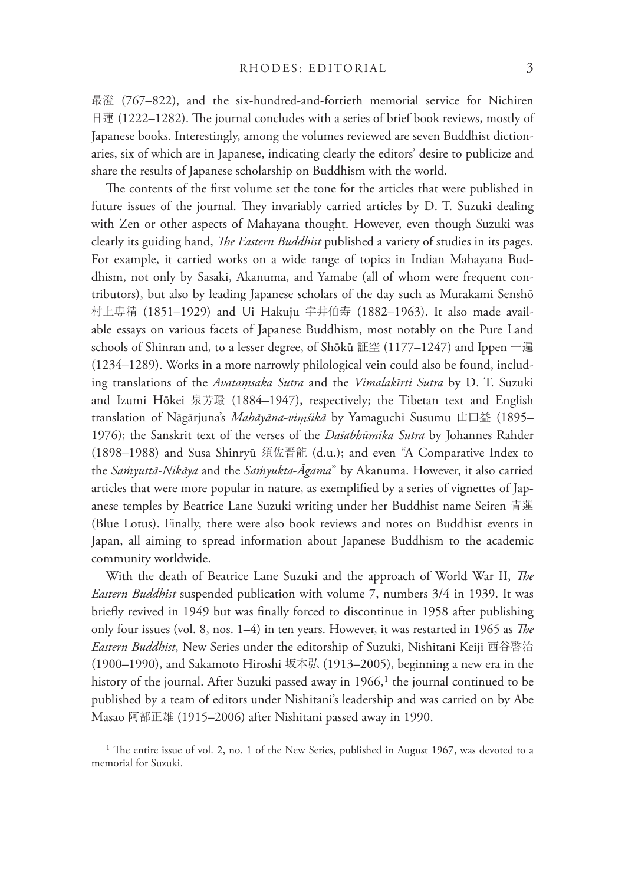最澄 (767–822), and the six-hundred-and-fortieth memorial service for Nichiren 日蓮 (1222–1282). The journal concludes with a series of brief book reviews, mostly of Japanese books. Interestingly, among the volumes reviewed are seven Buddhist dictionaries, six of which are in Japanese, indicating clearly the editors' desire to publicize and share the results of Japanese scholarship on Buddhism with the world.

The contents of the first volume set the tone for the articles that were published in future issues of the journal. They invariably carried articles by D. T. Suzuki dealing with Zen or other aspects of Mahayana thought. However, even though Suzuki was clearly its guiding hand, *The Eastern Buddhist* published a variety of studies in its pages. For example, it carried works on a wide range of topics in Indian Mahayana Buddhism, not only by Sasaki, Akanuma, and Yamabe (all of whom were frequent contributors), but also by leading Japanese scholars of the day such as Murakami Senshō 村上専精 (1851–1929) and Ui Hakuju 宇井伯寿 (1882–1963). It also made available essays on various facets of Japanese Buddhism, most notably on the Pure Land schools of Shinran and, to a lesser degree, of Shōkū 証空 (1177–1247) and Ippen 一遍 (1234–1289). Works in a more narrowly philological vein could also be found, including translations of the *Avataṃsaka Sutra* and the *Vimalakīrti Sutra* by D. T. Suzuki and Izumi Hōkei 泉芳璟 (1884–1947), respectively; the Tibetan text and English translation of Nāgārjuna's *Mahāyāna-viṃśikā* by Yamaguchi Susumu 山口益 (1895–1976); the Sanskrit text of the verses of the *Daśabhūmika Sutra* by Johannes Rahder (1898–1988) and Susa Shinryū 須佐晋龍 (d.u.); and even "A Comparative Index to the *Saṁyuttā-Nikāya* and the *Saṁyukta-Āgama*" by Akanuma. However, it also carried articles that were more popular in nature, as exemplified by a series of vignettes of Japanese temples by Beatrice Lane Suzuki writing under her Buddhist name Seiren 青蓮 (Blue Lotus). Finally, there were also book reviews and notes on Buddhist events in Japan, all aiming to spread information about Japanese Buddhism to the academic community worldwide.

With the death of Beatrice Lane Suzuki and the approach of World War II, *The Eastern Buddhist* suspended publication with volume 7, numbers 3/4 in 1939. It was briefly revived in 1949 but was finally forced to discontinue in 1958 after publishing only four issues (vol. 8, nos. 1–4) in ten years. However, it was restarted in 1965 as *The Eastern Buddhist*, New Series under the editorship of Suzuki, Nishitani Keiji 西谷啓治 (1900–1990), and Sakamoto Hiroshi 坂本弘 (1913–2005), beginning a new era in the history of the journal. After Suzuki passed away in 1966,[1] the journal continued to be published by a team of editors under Nishitani's leadership and was carried on by Abe Masao 阿部正雄 (1915–2006) after Nishitani passed away in 1990.

[1] The entire issue of vol. 2, no. 1 of the New Series, published in August 1967, was devoted to a memorial for Suzuki.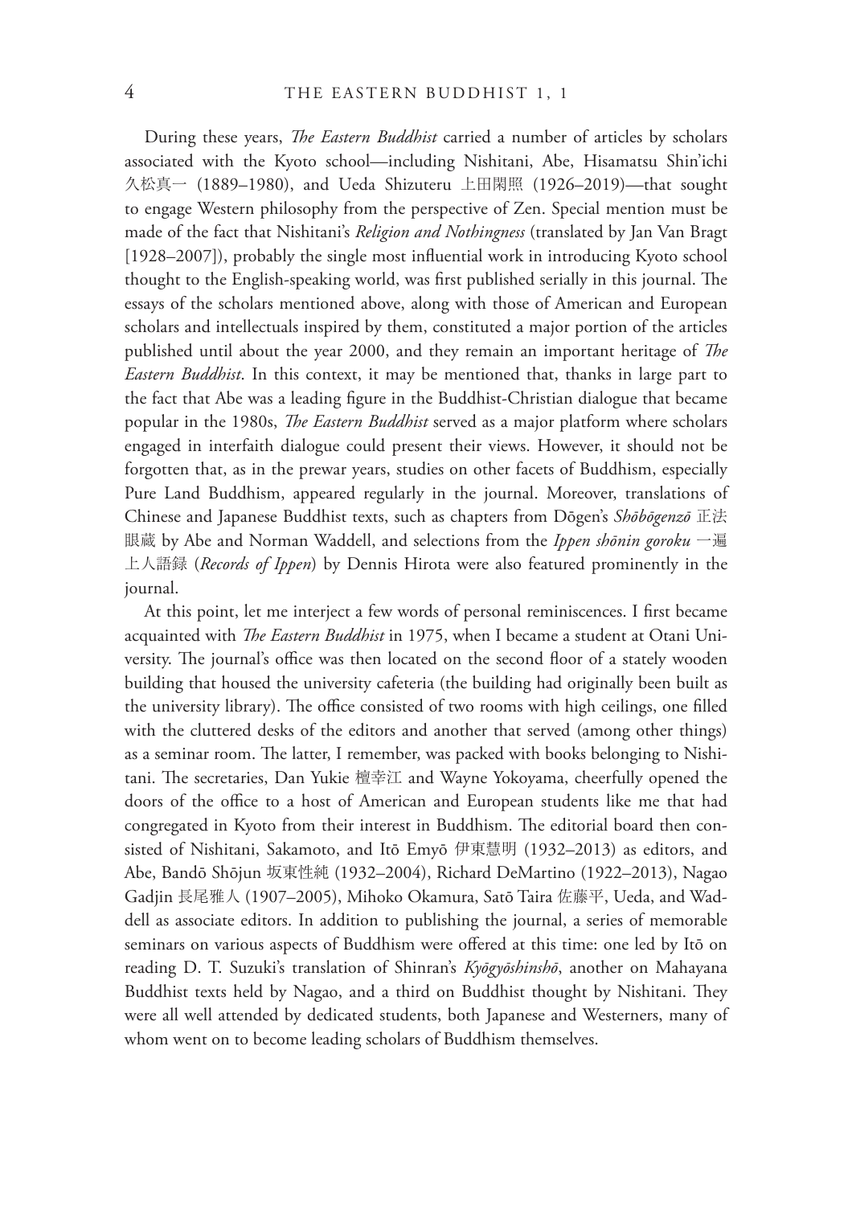During these years, *The Eastern Buddhist* carried a number of articles by scholars associated with the Kyoto school—including Nishitani, Abe, Hisamatsu Shin'ichi 久松真一 (1889–1980), and Ueda Shizuteru 上田閑照 (1926–2019)—that sought to engage Western philosophy from the perspective of Zen. Special mention must be made of the fact that Nishitani's *Religion and Nothingness* (translated by Jan Van Bragt [1928–2007]), probably the single most influential work in introducing Kyoto school thought to the English-speaking world, was first published serially in this journal. The essays of the scholars mentioned above, along with those of American and European scholars and intellectuals inspired by them, constituted a major portion of the articles published until about the year 2000, and they remain an important heritage of *The Eastern Buddhist*. In this context, it may be mentioned that, thanks in large part to the fact that Abe was a leading figure in the Buddhist-Christian dialogue that became popular in the 1980s, *The Eastern Buddhist* served as a major platform where scholars engaged in interfaith dialogue could present their views. However, it should not be forgotten that, as in the prewar years, studies on other facets of Buddhism, especially Pure Land Buddhism, appeared regularly in the journal. Moreover, translations of Chinese and Japanese Buddhist texts, such as chapters from Dōgen's *Shōbōgenzō* 正法眼蔵 by Abe and Norman Waddell, and selections from the *Ippen shōnin goroku* 一遍上人語録 (*Records of Ippen*) by Dennis Hirota were also featured prominently in the journal.

At this point, let me interject a few words of personal reminiscences. I first became acquainted with *The Eastern Buddhist* in 1975, when I became a student at Otani University. The journal's office was then located on the second floor of a stately wooden building that housed the university cafeteria (the building had originally been built as the university library). The office consisted of two rooms with high ceilings, one filled with the cluttered desks of the editors and another that served (among other things) as a seminar room. The latter, I remember, was packed with books belonging to Nishitani. The secretaries, Dan Yukie 檀幸江 and Wayne Yokoyama, cheerfully opened the doors of the office to a host of American and European students like me that had congregated in Kyoto from their interest in Buddhism. The editorial board then consisted of Nishitani, Sakamoto, and Itō Emyō 伊東慧明 (1932–2013) as editors, and Abe, Bandō Shōjun 坂東性純 (1932–2004), Richard DeMartino (1922–2013), Nagao Gadjin 長尾雅人 (1907–2005), Mihoko Okamura, Satō Taira 佐藤平, Ueda, and Waddell as associate editors. In addition to publishing the journal, a series of memorable seminars on various aspects of Buddhism were offered at this time: one led by Itō on reading D. T. Suzuki's translation of Shinran's *Kyōgyōshinshō*, another on Mahayana Buddhist texts held by Nagao, and a third on Buddhist thought by Nishitani. They were all well attended by dedicated students, both Japanese and Westerners, many of whom went on to become leading scholars of Buddhism themselves.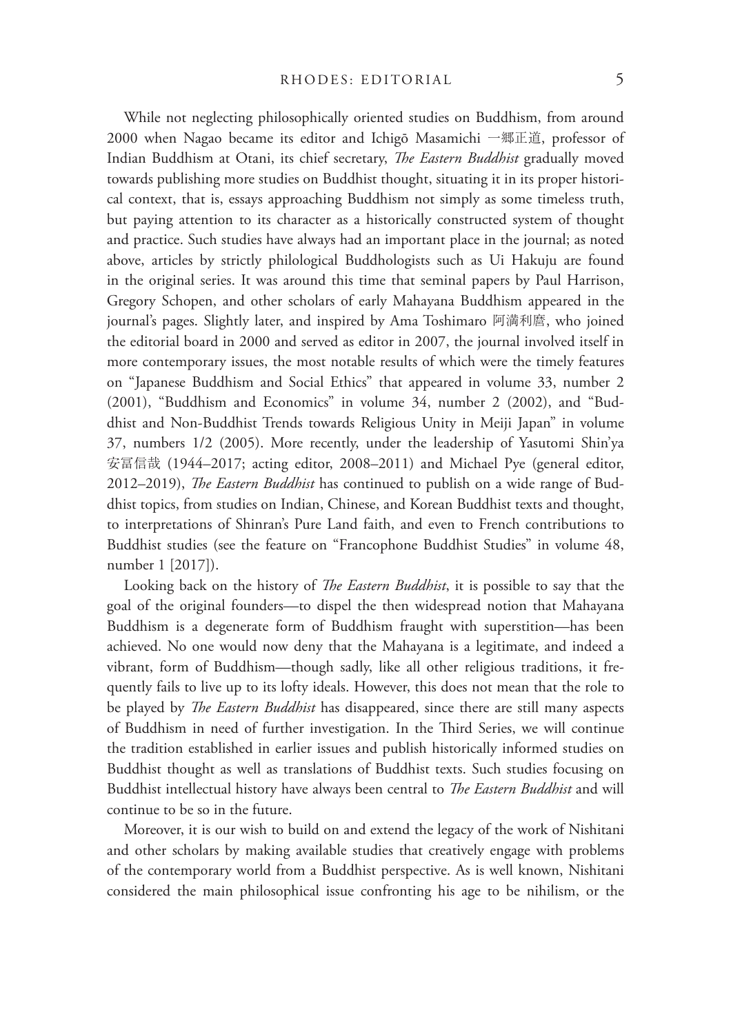While not neglecting philosophically oriented studies on Buddhism, from around 2000 when Nagao became its editor and Ichigō Masamichi 一郷正道, professor of Indian Buddhism at Otani, its chief secretary, *The Eastern Buddhist* gradually moved towards publishing more studies on Buddhist thought, situating it in its proper historical context, that is, essays approaching Buddhism not simply as some timeless truth, but paying attention to its character as a historically constructed system of thought and practice. Such studies have always had an important place in the journal; as noted above, articles by strictly philological Buddhologists such as Ui Hakuju are found in the original series. It was around this time that seminal papers by Paul Harrison, Gregory Schopen, and other scholars of early Mahayana Buddhism appeared in the journal's pages. Slightly later, and inspired by Ama Toshimaro 阿満利麿, who joined the editorial board in 2000 and served as editor in 2007, the journal involved itself in more contemporary issues, the most notable results of which were the timely features on "Japanese Buddhism and Social Ethics" that appeared in volume 33, number 2 (2001), "Buddhism and Economics" in volume 34, number 2 (2002), and "Buddhist and Non-Buddhist Trends towards Religious Unity in Meiji Japan" in volume 37, numbers 1/2 (2005). More recently, under the leadership of Yasutomi Shin'ya 安冨信哉 (1944–2017; acting editor, 2008–2011) and Michael Pye (general editor, 2012–2019), *The Eastern Buddhist* has continued to publish on a wide range of Buddhist topics, from studies on Indian, Chinese, and Korean Buddhist texts and thought, to interpretations of Shinran's Pure Land faith, and even to French contributions to Buddhist studies (see the feature on "Francophone Buddhist Studies" in volume 48, number 1 [2017]).

Looking back on the history of *The Eastern Buddhist*, it is possible to say that the goal of the original founders—to dispel the then widespread notion that Mahayana Buddhism is a degenerate form of Buddhism fraught with superstition—has been achieved. No one would now deny that the Mahayana is a legitimate, and indeed a vibrant, form of Buddhism—though sadly, like all other religious traditions, it frequently fails to live up to its lofty ideals. However, this does not mean that the role to be played by *The Eastern Buddhist* has disappeared, since there are still many aspects of Buddhism in need of further investigation. In the Third Series, we will continue the tradition established in earlier issues and publish historically informed studies on Buddhist thought as well as translations of Buddhist texts. Such studies focusing on Buddhist intellectual history have always been central to *The Eastern Buddhist* and will continue to be so in the future.

Moreover, it is our wish to build on and extend the legacy of the work of Nishitani and other scholars by making available studies that creatively engage with problems of the contemporary world from a Buddhist perspective. As is well known, Nishitani considered the main philosophical issue confronting his age to be nihilism, or the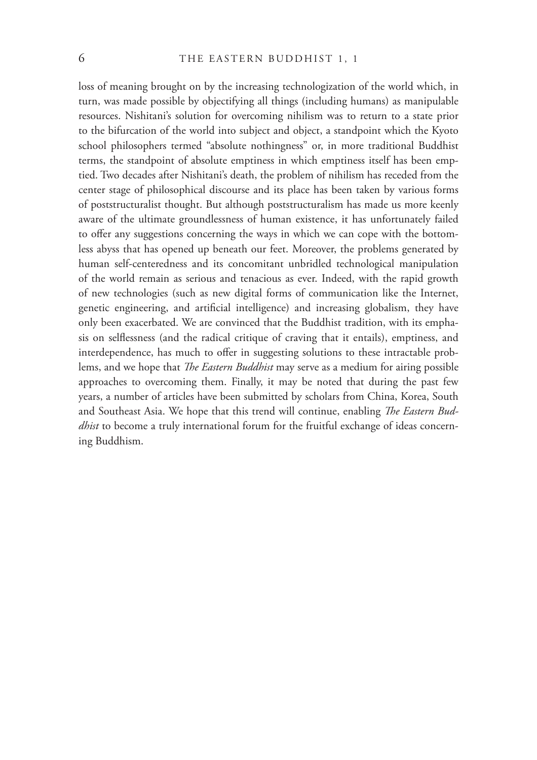loss of meaning brought on by the increasing technologization of the world which, in turn, was made possible by objectifying all things (including humans) as manipulable resources. Nishitani's solution for overcoming nihilism was to return to a state prior to the bifurcation of the world into subject and object, a standpoint which the Kyoto school philosophers termed "absolute nothingness" or, in more traditional Buddhist terms, the standpoint of absolute emptiness in which emptiness itself has been emptied. Two decades after Nishitani's death, the problem of nihilism has receded from the center stage of philosophical discourse and its place has been taken by various forms of poststructuralist thought. But although poststructuralism has made us more keenly aware of the ultimate groundlessness of human existence, it has unfortunately failed to offer any suggestions concerning the ways in which we can cope with the bottomless abyss that has opened up beneath our feet. Moreover, the problems generated by human self-centeredness and its concomitant unbridled technological manipulation of the world remain as serious and tenacious as ever. Indeed, with the rapid growth of new technologies (such as new digital forms of communication like the Internet, genetic engineering, and artificial intelligence) and increasing globalism, they have only been exacerbated. We are convinced that the Buddhist tradition, with its emphasis on selflessness (and the radical critique of craving that it entails), emptiness, and interdependence, has much to offer in suggesting solutions to these intractable problems, and we hope that *The Eastern Buddhist* may serve as a medium for airing possible approaches to overcoming them. Finally, it may be noted that during the past few years, a number of articles have been submitted by scholars from China, Korea, South and Southeast Asia. We hope that this trend will continue, enabling *The Eastern Buddhist* to become a truly international forum for the fruitful exchange of ideas concerning Buddhism.